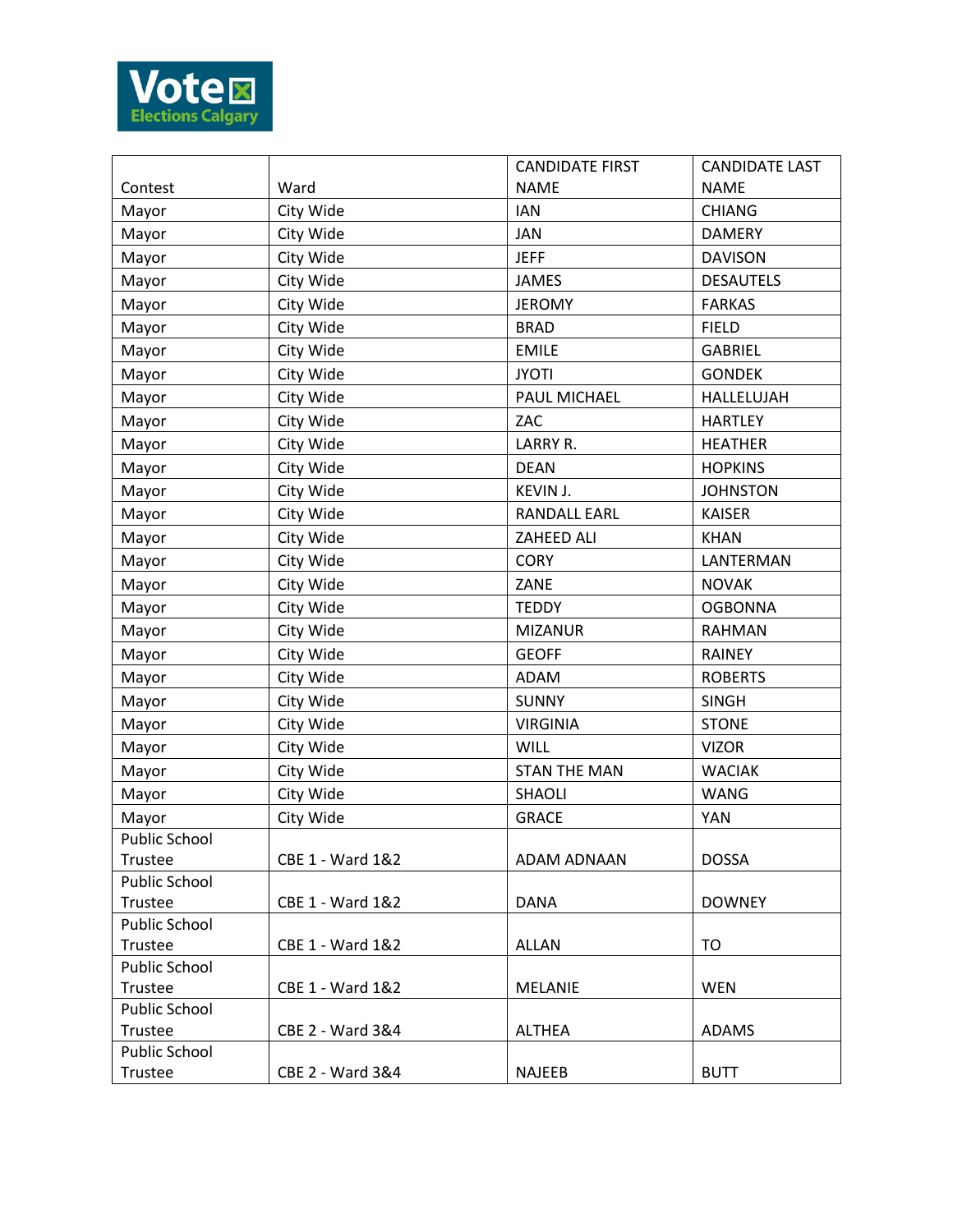Vote Elections Calgary

| Contest | Ward | CANDIDATE FIRST NAME | CANDIDATE LAST NAME |
|---|---|---|---|
| Mayor | City Wide | IAN | CHIANG |
| Mayor | City Wide | JAN | DAMERY |
| Mayor | City Wide | JEFF | DAVISON |
| Mayor | City Wide | JAMES | DESAUTELS |
| Mayor | City Wide | JEROMY | FARKAS |
| Mayor | City Wide | BRAD | FIELD |
| Mayor | City Wide | EMILE | GABRIEL |
| Mayor | City Wide | JYOTI | GONDEK |
| Mayor | City Wide | PAUL MICHAEL | HALLELUJAH |
| Mayor | City Wide | ZAC | HARTLEY |
| Mayor | City Wide | LARRY R. | HEATHER |
| Mayor | City Wide | DEAN | HOPKINS |
| Mayor | City Wide | KEVIN J. | JOHNSTON |
| Mayor | City Wide | RANDALL EARL | KAISER |
| Mayor | City Wide | ZAHEED ALI | KHAN |
| Mayor | City Wide | CORY | LANTERMAN |
| Mayor | City Wide | ZANE | NOVAK |
| Mayor | City Wide | TEDDY | OGBONNA |
| Mayor | City Wide | MIZANUR | RAHMAN |
| Mayor | City Wide | GEOFF | RAINEY |
| Mayor | City Wide | ADAM | ROBERTS |
| Mayor | City Wide | SUNNY | SINGH |
| Mayor | City Wide | VIRGINIA | STONE |
| Mayor | City Wide | WILL | VIZOR |
| Mayor | City Wide | STAN THE MAN | WACIAK |
| Mayor | City Wide | SHAOLI | WANG |
| Mayor | City Wide | GRACE | YAN |
| Public School Trustee | CBE 1 - Ward 1&2 | ADAM ADNAAN | DOSSA |
| Public School Trustee | CBE 1 - Ward 1&2 | DANA | DOWNEY |
| Public School Trustee | CBE 1 - Ward 1&2 | ALLAN | TO |
| Public School Trustee | CBE 1 - Ward 1&2 | MELANIE | WEN |
| Public School Trustee | CBE 2 - Ward 3&4 | ALTHEA | ADAMS |
| Public School Trustee | CBE 2 - Ward 3&4 | NAJEEB | BUTT |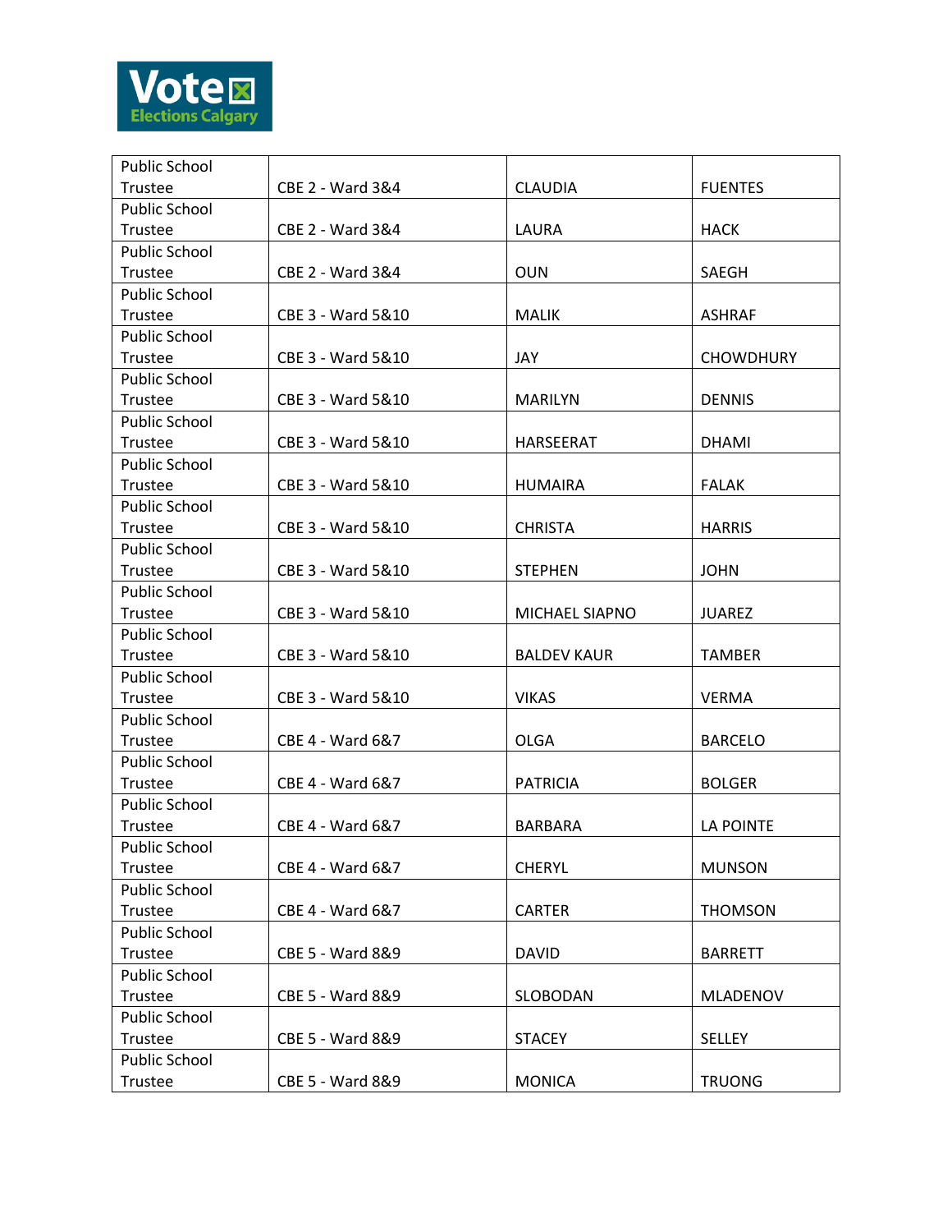| | | | |
|---|---|---|---|
| Public School Trustee | CBE 2 - Ward 3&4 | CLAUDIA | FUENTES |
| Public School Trustee | CBE 2 - Ward 3&4 | LAURA | HACK |
| Public School Trustee | CBE 2 - Ward 3&4 | OUN | SAEGH |
| Public School Trustee | CBE 3 - Ward 5&10 | MALIK | ASHRAF |
| Public School Trustee | CBE 3 - Ward 5&10 | JAY | CHOWDHURY |
| Public School Trustee | CBE 3 - Ward 5&10 | MARILYN | DENNIS |
| Public School Trustee | CBE 3 - Ward 5&10 | HARSEERAT | DHAMI |
| Public School Trustee | CBE 3 - Ward 5&10 | HUMAIRA | FALAK |
| Public School Trustee | CBE 3 - Ward 5&10 | CHRISTA | HARRIS |
| Public School Trustee | CBE 3 - Ward 5&10 | STEPHEN | JOHN |
| Public School Trustee | CBE 3 - Ward 5&10 | MICHAEL SIAPNO | JUAREZ |
| Public School Trustee | CBE 3 - Ward 5&10 | BALDEV KAUR | TAMBER |
| Public School Trustee | CBE 3 - Ward 5&10 | VIKAS | VERMA |
| Public School Trustee | CBE 4 - Ward 6&7 | OLGA | BARCELO |
| Public School Trustee | CBE 4 - Ward 6&7 | PATRICIA | BOLGER |
| Public School Trustee | CBE 4 - Ward 6&7 | BARBARA | LA POINTE |
| Public School Trustee | CBE 4 - Ward 6&7 | CHERYL | MUNSON |
| Public School Trustee | CBE 4 - Ward 6&7 | CARTER | THOMSON |
| Public School Trustee | CBE 5 - Ward 8&9 | DAVID | BARRETT |
| Public School Trustee | CBE 5 - Ward 8&9 | SLOBODAN | MLADENOV |
| Public School Trustee | CBE 5 - Ward 8&9 | STACEY | SELLEY |
| Public School Trustee | CBE 5 - Ward 8&9 | MONICA | TRUONG |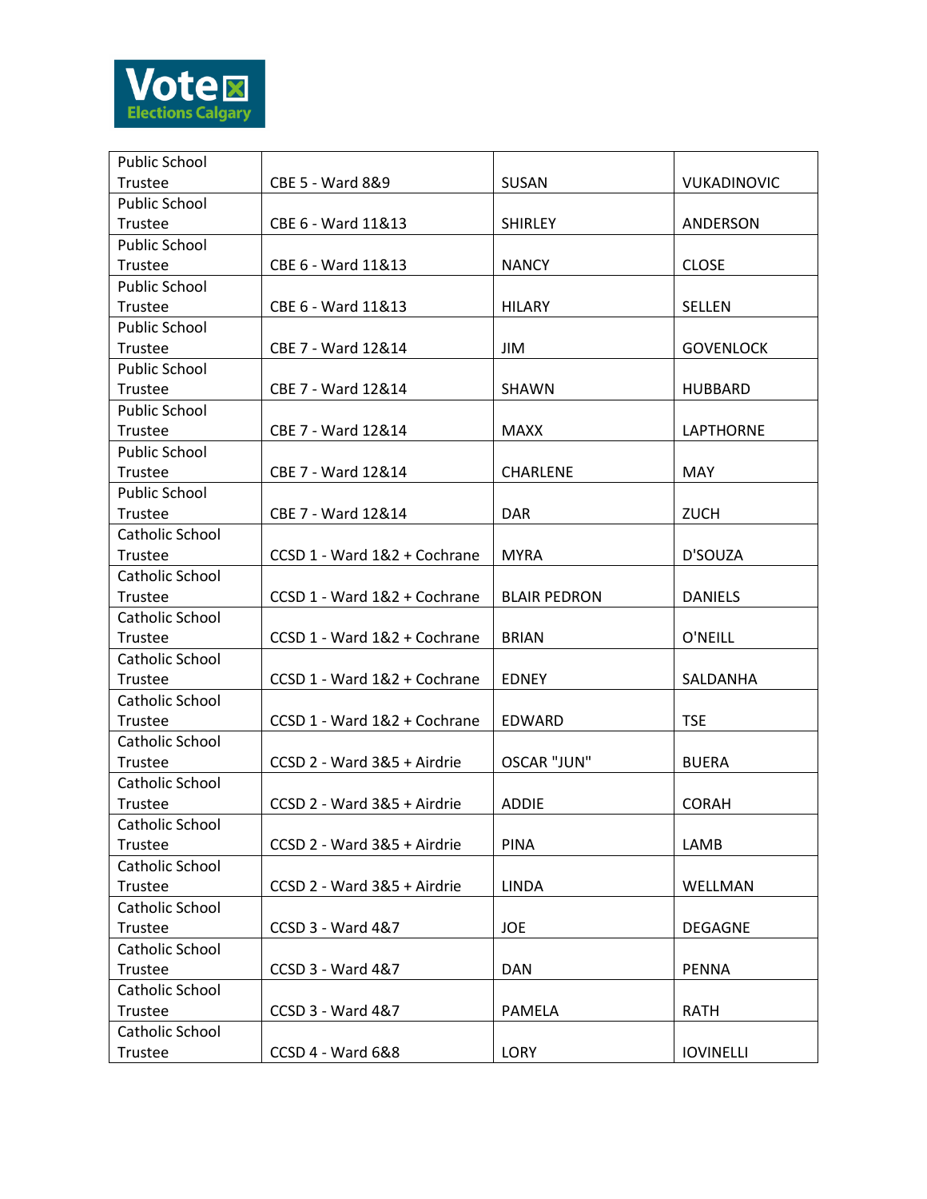| | | | |
|---|---|---|---|
| Public School Trustee | CBE 5 - Ward 8&9 | SUSAN | VUKADINOVIC |
| Public School Trustee | CBE 6 - Ward 11&13 | SHIRLEY | ANDERSON |
| Public School Trustee | CBE 6 - Ward 11&13 | NANCY | CLOSE |
| Public School Trustee | CBE 6 - Ward 11&13 | HILARY | SELLEN |
| Public School Trustee | CBE 7 - Ward 12&14 | JIM | GOVENLOCK |
| Public School Trustee | CBE 7 - Ward 12&14 | SHAWN | HUBBARD |
| Public School Trustee | CBE 7 - Ward 12&14 | MAXX | LAPTHORNE |
| Public School Trustee | CBE 7 - Ward 12&14 | CHARLENE | MAY |
| Public School Trustee | CBE 7 - Ward 12&14 | DAR | ZUCH |
| Catholic School Trustee | CCSD 1 - Ward 1&2 + Cochrane | MYRA | D'SOUZA |
| Catholic School Trustee | CCSD 1 - Ward 1&2 + Cochrane | BLAIR PEDRON | DANIELS |
| Catholic School Trustee | CCSD 1 - Ward 1&2 + Cochrane | BRIAN | O'NEILL |
| Catholic School Trustee | CCSD 1 - Ward 1&2 + Cochrane | EDNEY | SALDANHA |
| Catholic School Trustee | CCSD 1 - Ward 1&2 + Cochrane | EDWARD | TSE |
| Catholic School Trustee | CCSD 2 - Ward 3&5 + Airdrie | OSCAR "JUN" | BUERA |
| Catholic School Trustee | CCSD 2 - Ward 3&5 + Airdrie | ADDIE | CORAH |
| Catholic School Trustee | CCSD 2 - Ward 3&5 + Airdrie | PINA | LAMB |
| Catholic School Trustee | CCSD 2 - Ward 3&5 + Airdrie | LINDA | WELLMAN |
| Catholic School Trustee | CCSD 3 - Ward 4&7 | JOE | DEGAGNE |
| Catholic School Trustee | CCSD 3 - Ward 4&7 | DAN | PENNA |
| Catholic School Trustee | CCSD 3 - Ward 4&7 | PAMELA | RATH |
| Catholic School Trustee | CCSD 4 - Ward 6&8 | LORY | IOVINELLI |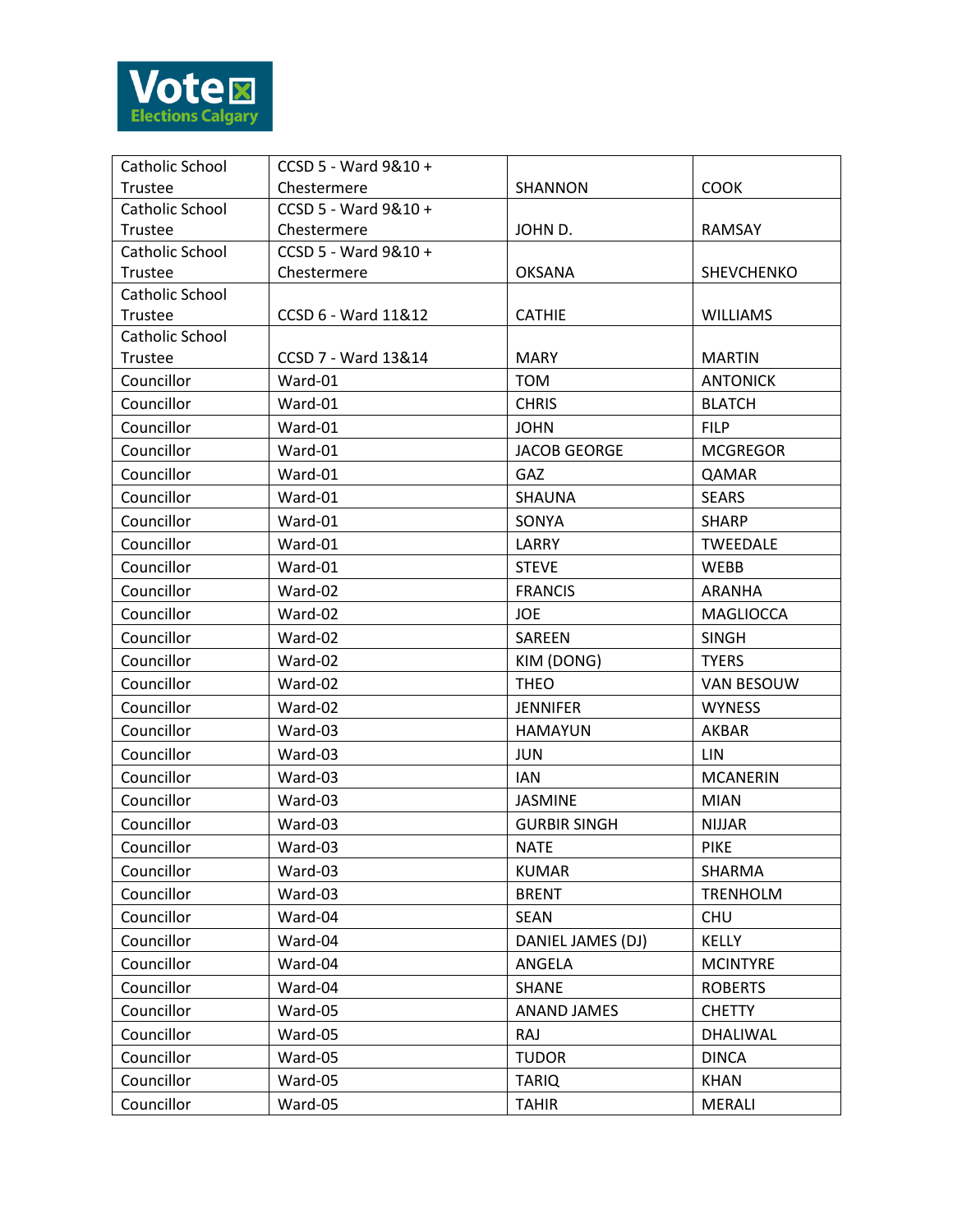| | | | |
|---|---|---|---|
| Catholic School Trustee | CCSD 5 - Ward 9&10 + Chestermere | SHANNON | COOK |
| Catholic School Trustee | CCSD 5 - Ward 9&10 + Chestermere | JOHN D. | RAMSAY |
| Catholic School Trustee | CCSD 5 - Ward 9&10 + Chestermere | OKSANA | SHEVCHENKO |
| Catholic School Trustee | CCSD 6 - Ward 11&12 | CATHIE | WILLIAMS |
| Catholic School Trustee | CCSD 7 - Ward 13&14 | MARY | MARTIN |
| Councillor | Ward-01 | TOM | ANTONICK |
| Councillor | Ward-01 | CHRIS | BLATCH |
| Councillor | Ward-01 | JOHN | FILP |
| Councillor | Ward-01 | JACOB GEORGE | MCGREGOR |
| Councillor | Ward-01 | GAZ | QAMAR |
| Councillor | Ward-01 | SHAUNA | SEARS |
| Councillor | Ward-01 | SONYA | SHARP |
| Councillor | Ward-01 | LARRY | TWEEDALE |
| Councillor | Ward-01 | STEVE | WEBB |
| Councillor | Ward-02 | FRANCIS | ARANHA |
| Councillor | Ward-02 | JOE | MAGLIOCCA |
| Councillor | Ward-02 | SAREEN | SINGH |
| Councillor | Ward-02 | KIM (DONG) | TYERS |
| Councillor | Ward-02 | THEO | VAN BESOUW |
| Councillor | Ward-02 | JENNIFER | WYNESS |
| Councillor | Ward-03 | HAMAYUN | AKBAR |
| Councillor | Ward-03 | JUN | LIN |
| Councillor | Ward-03 | IAN | MCANERIN |
| Councillor | Ward-03 | JASMINE | MIAN |
| Councillor | Ward-03 | GURBIR SINGH | NIJJAR |
| Councillor | Ward-03 | NATE | PIKE |
| Councillor | Ward-03 | KUMAR | SHARMA |
| Councillor | Ward-03 | BRENT | TRENHOLM |
| Councillor | Ward-04 | SEAN | CHU |
| Councillor | Ward-04 | DANIEL JAMES (DJ) | KELLY |
| Councillor | Ward-04 | ANGELA | MCINTYRE |
| Councillor | Ward-04 | SHANE | ROBERTS |
| Councillor | Ward-05 | ANAND JAMES | CHETTY |
| Councillor | Ward-05 | RAJ | DHALIWAL |
| Councillor | Ward-05 | TUDOR | DINCA |
| Councillor | Ward-05 | TARIQ | KHAN |
| Councillor | Ward-05 | TAHIR | MERALI |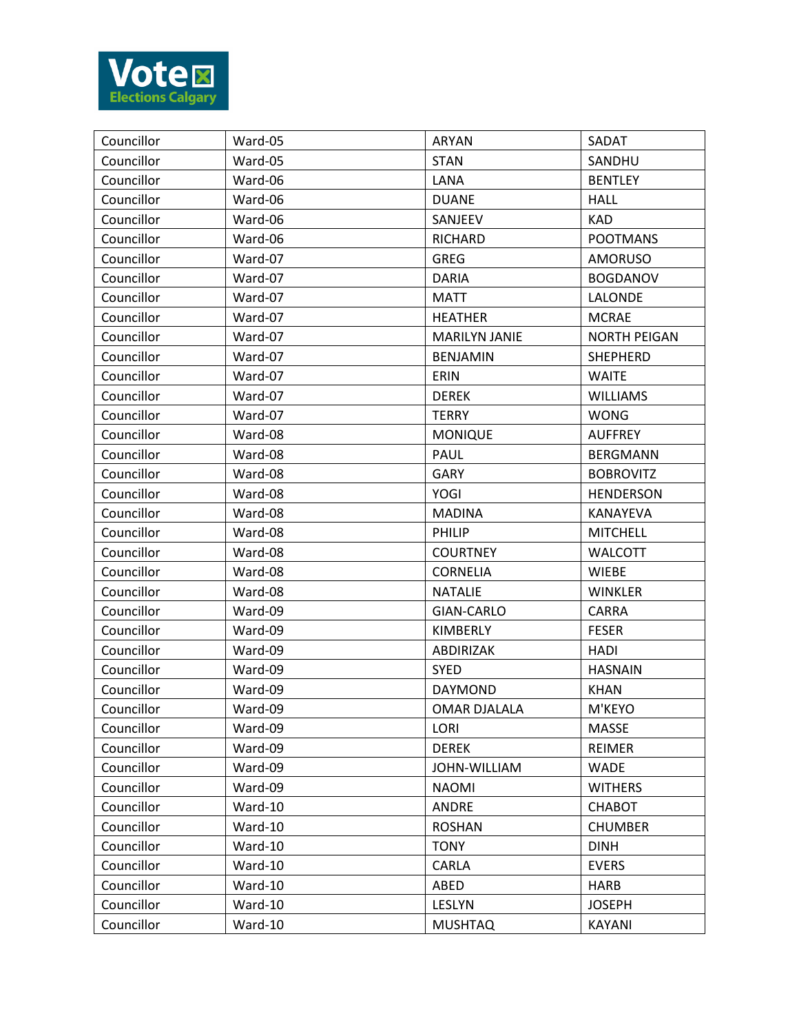Vote Elections Calgary

| | | | |
|---|---|---|---|
| Councillor | Ward-05 | ARYAN | SADAT |
| Councillor | Ward-05 | STAN | SANDHU |
| Councillor | Ward-06 | LANA | BENTLEY |
| Councillor | Ward-06 | DUANE | HALL |
| Councillor | Ward-06 | SANJEEV | KAD |
| Councillor | Ward-06 | RICHARD | POOTMANS |
| Councillor | Ward-07 | GREG | AMORUSO |
| Councillor | Ward-07 | DARIA | BOGDANOV |
| Councillor | Ward-07 | MATT | LALONDE |
| Councillor | Ward-07 | HEATHER | MCRAE |
| Councillor | Ward-07 | MARILYN JANIE | NORTH PEIGAN |
| Councillor | Ward-07 | BENJAMIN | SHEPHERD |
| Councillor | Ward-07 | ERIN | WAITE |
| Councillor | Ward-07 | DEREK | WILLIAMS |
| Councillor | Ward-07 | TERRY | WONG |
| Councillor | Ward-08 | MONIQUE | AUFFREY |
| Councillor | Ward-08 | PAUL | BERGMANN |
| Councillor | Ward-08 | GARY | BOBROVITZ |
| Councillor | Ward-08 | YOGI | HENDERSON |
| Councillor | Ward-08 | MADINA | KANAYEVA |
| Councillor | Ward-08 | PHILIP | MITCHELL |
| Councillor | Ward-08 | COURTNEY | WALCOTT |
| Councillor | Ward-08 | CORNELIA | WIEBE |
| Councillor | Ward-08 | NATALIE | WINKLER |
| Councillor | Ward-09 | GIAN-CARLO | CARRA |
| Councillor | Ward-09 | KIMBERLY | FESER |
| Councillor | Ward-09 | ABDIRIZAK | HADI |
| Councillor | Ward-09 | SYED | HASNAIN |
| Councillor | Ward-09 | DAYMOND | KHAN |
| Councillor | Ward-09 | OMAR DJALALA | M'KEYO |
| Councillor | Ward-09 | LORI | MASSE |
| Councillor | Ward-09 | DEREK | REIMER |
| Councillor | Ward-09 | JOHN-WILLIAM | WADE |
| Councillor | Ward-09 | NAOMI | WITHERS |
| Councillor | Ward-10 | ANDRE | CHABOT |
| Councillor | Ward-10 | ROSHAN | CHUMBER |
| Councillor | Ward-10 | TONY | DINH |
| Councillor | Ward-10 | CARLA | EVERS |
| Councillor | Ward-10 | ABED | HARB |
| Councillor | Ward-10 | LESLYN | JOSEPH |
| Councillor | Ward-10 | MUSHTAQ | KAYANI |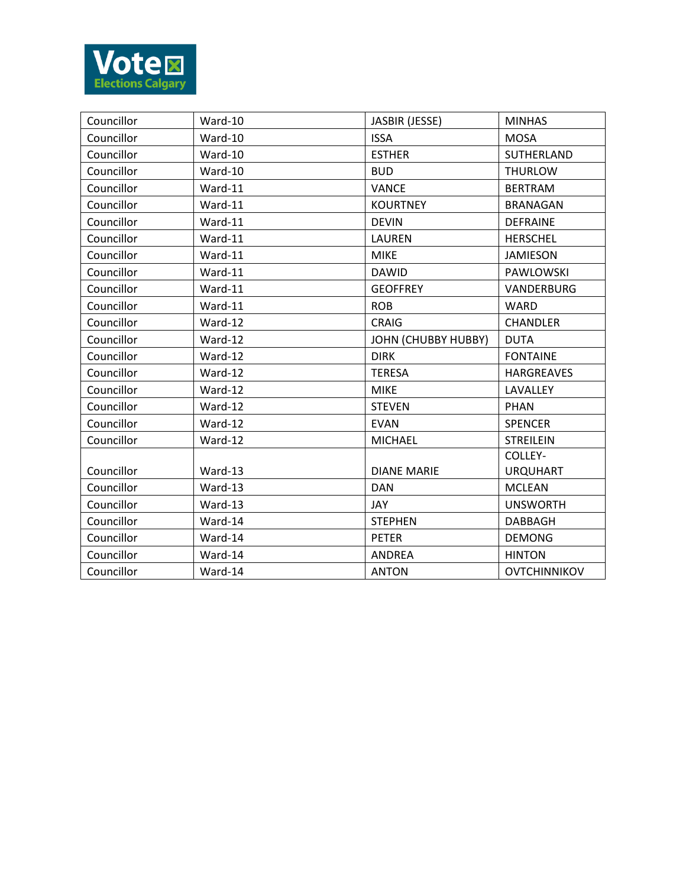| | | | |
|---|---|---|---|
| Councillor | Ward-10 | JASBIR (JESSE) | MINHAS |
| Councillor | Ward-10 | ISSA | MOSA |
| Councillor | Ward-10 | ESTHER | SUTHERLAND |
| Councillor | Ward-10 | BUD | THURLOW |
| Councillor | Ward-11 | VANCE | BERTRAM |
| Councillor | Ward-11 | KOURTNEY | BRANAGAN |
| Councillor | Ward-11 | DEVIN | DEFRAINE |
| Councillor | Ward-11 | LAUREN | HERSCHEL |
| Councillor | Ward-11 | MIKE | JAMIESON |
| Councillor | Ward-11 | DAWID | PAWLOWSKI |
| Councillor | Ward-11 | GEOFFREY | VANDERBURG |
| Councillor | Ward-11 | ROB | WARD |
| Councillor | Ward-12 | CRAIG | CHANDLER |
| Councillor | Ward-12 | JOHN (CHUBBY HUBBY) | DUTA |
| Councillor | Ward-12 | DIRK | FONTAINE |
| Councillor | Ward-12 | TERESA | HARGREAVES |
| Councillor | Ward-12 | MIKE | LAVALLEY |
| Councillor | Ward-12 | STEVEN | PHAN |
| Councillor | Ward-12 | EVAN | SPENCER |
| Councillor | Ward-12 | MICHAEL | STREILEIN |
| Councillor | Ward-13 | DIANE MARIE | COLLEY-URQUHART |
| Councillor | Ward-13 | DAN | MCLEAN |
| Councillor | Ward-13 | JAY | UNSWORTH |
| Councillor | Ward-14 | STEPHEN | DABBAGH |
| Councillor | Ward-14 | PETER | DEMONG |
| Councillor | Ward-14 | ANDREA | HINTON |
| Councillor | Ward-14 | ANTON | OVTCHINNIKOV |